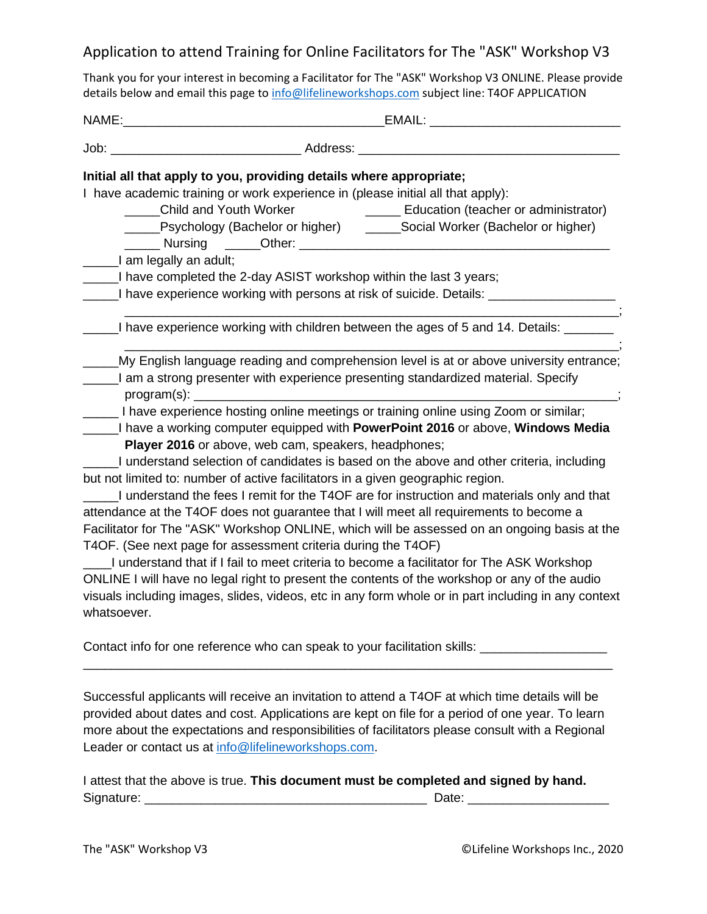# Application to attend Training for Online Facilitators for The "ASK" Workshop V3

Thank you for your interest in becoming a Facilitator for The "ASK" Workshop V3 ONLINE. Please provide details below and email this page to info@lifelineworkshops.com subject line: T4OF APPLICATION

NAME:_______________________________________EMAIL: ____________________________

Job: ____________________________ Address: ______________________________________

**Initial all that apply to you, providing details where appropriate;**

I have academic training or work experience in (please initial all that apply):

_____Child and Youth Worker _____ Education (teacher or administrator)

_____Psychology (Bachelor or higher) _____Social Worker (Bachelor or higher)

_____ Nursing _____Other: ____________________________________________

_____I am legally an adult;

_____I have completed the 2-day ASIST workshop within the last 3 years;

_____I have experience working with persons at risk of suicide. Details: __________________ _________________________________________________________________________;

_____I have experience working with children between the ages of 5 and 14. Details: _______ _________________________________________________________________________;

_____My English language reading and comprehension level is at or above university entrance;

_____I am a strong presenter with experience presenting standardized material. Specify program(s): ___________________________________________________________________;

_____ I have experience hosting online meetings or training online using Zoom or similar;

_____I have a working computer equipped with **PowerPoint 2016** or above, **Windows Media Player 2016** or above, web cam, speakers, headphones;

_____I understand selection of candidates is based on the above and other criteria, including but not limited to: number of active facilitators in a given geographic region.

_____I understand the fees I remit for the T4OF are for instruction and materials only and that attendance at the T4OF does not guarantee that I will meet all requirements to become a Facilitator for The "ASK" Workshop ONLINE, which will be assessed on an ongoing basis at the T4OF. (See next page for assessment criteria during the T4OF)

____I understand that if I fail to meet criteria to become a facilitator for The ASK Workshop ONLINE I will have no legal right to present the contents of the workshop or any of the audio visuals including images, slides, videos, etc in any form whole or in part including in any context whatsoever.

Contact info for one reference who can speak to your facilitation skills: __________________ ______________________________________________________________________________

Successful applicants will receive an invitation to attend a T4OF at which time details will be provided about dates and cost. Applications are kept on file for a period of one year. To learn more about the expectations and responsibilities of facilitators please consult with a Regional Leader or contact us at info@lifelineworkshops.com.

I attest that the above is true. **This document must be completed and signed by hand.**

Signature: __________________________________________ Date: _____________________

The "ASK" Workshop V3 ©Lifeline Workshops Inc., 2020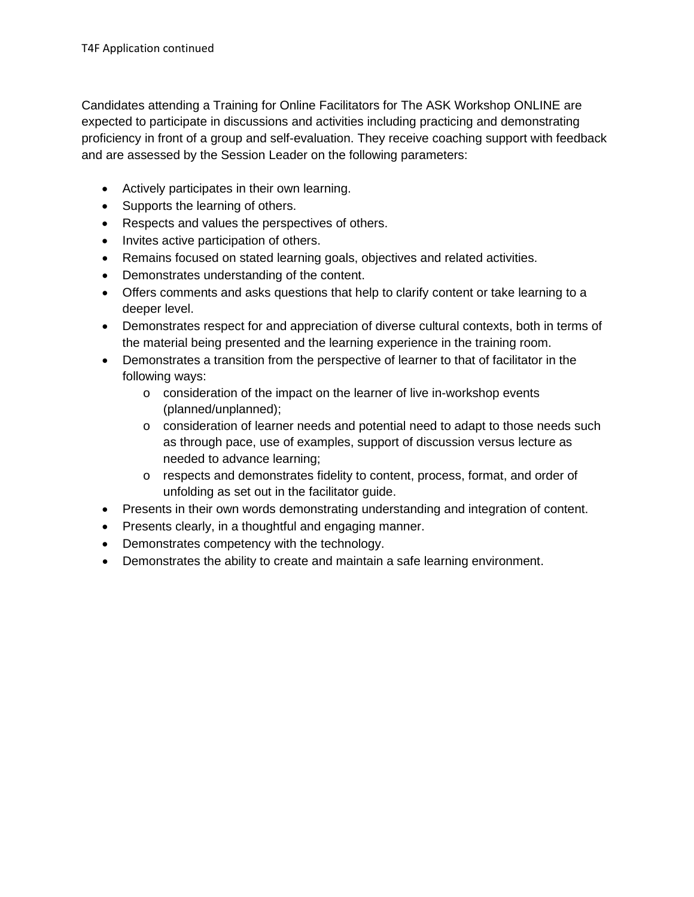Candidates attending a Training for Online Facilitators for The ASK Workshop ONLINE are expected to participate in discussions and activities including practicing and demonstrating proficiency in front of a group and self-evaluation. They receive coaching support with feedback and are assessed by the Session Leader on the following parameters:

- Actively participates in their own learning.
- Supports the learning of others.
- Respects and values the perspectives of others.
- Invites active participation of others.
- Remains focused on stated learning goals, objectives and related activities.
- Demonstrates understanding of the content.
- Offers comments and asks questions that help to clarify content or take learning to a deeper level.
- Demonstrates respect for and appreciation of diverse cultural contexts, both in terms of the material being presented and the learning experience in the training room.
- Demonstrates a transition from the perspective of learner to that of facilitator in the following ways:
  - consideration of the impact on the learner of live in-workshop events (planned/unplanned);
  - consideration of learner needs and potential need to adapt to those needs such as through pace, use of examples, support of discussion versus lecture as needed to advance learning;
  - respects and demonstrates fidelity to content, process, format, and order of unfolding as set out in the facilitator guide.
- Presents in their own words demonstrating understanding and integration of content.
- Presents clearly, in a thoughtful and engaging manner.
- Demonstrates competency with the technology.
- Demonstrates the ability to create and maintain a safe learning environment.